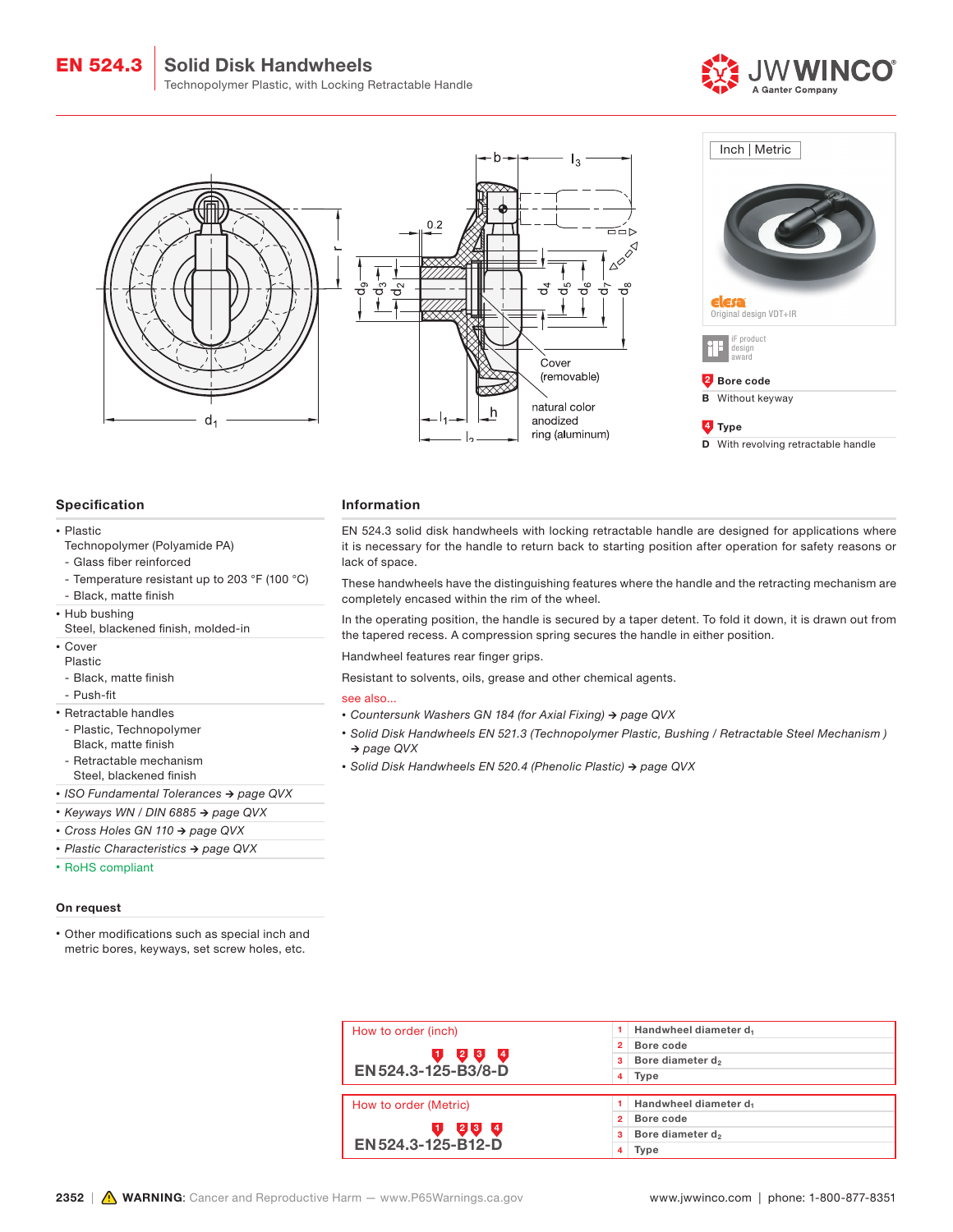# EN 524.3 Solid Disk Handwheels

Technopolymer Plastic, with Locking Retractable Handle

Inch | Metric

Original design VDT+IR

iF product design award

**2 Bore code**

**B** Without keyway

**4 Type**

**D** With revolving retractable handle

Cover (removable)

natural color anodized ring (aluminum)

## Specification

- Plastic
  Technopolymer (Polyamide PA)
  - Glass fiber reinforced
  - Temperature resistant up to 203 °F (100 °C)
  - Black, matte finish
- Hub bushing
  Steel, blackened finish, molded-in
- Cover
  Plastic
  - Black, matte finish
  - Push-fit
- Retractable handles
  - Plastic, Technopolymer
    Black, matte finish
  - Retractable mechanism
    Steel, blackened finish
- *ISO Fundamental Tolerances → page QVX*
- *Keyways WN / DIN 6885 → page QVX*
- *Cross Holes GN 110 → page QVX*
- *Plastic Characteristics → page QVX*
- RoHS compliant

### On request

- Other modifications such as special inch and metric bores, keyways, set screw holes, etc.

## Information

EN 524.3 solid disk handwheels with locking retractable handle are designed for applications where it is necessary for the handle to return back to starting position after operation for safety reasons or lack of space.

These handwheels have the distinguishing features where the handle and the retracting mechanism are completely encased within the rim of the wheel.

In the operating position, the handle is secured by a taper detent. To fold it down, it is drawn out from the tapered recess. A compression spring secures the handle in either position.

Handwheel features rear finger grips.

Resistant to solvents, oils, grease and other chemical agents.

see also...

- *Countersunk Washers GN 184 (for Axial Fixing) → page QVX*
- *Solid Disk Handwheels EN 521.3 (Technopolymer Plastic, Bushing / Retractable Steel Mechanism ) → page QVX*
- *Solid Disk Handwheels EN 520.4 (Phenolic Plastic) → page QVX*

| How to order (inch) | | |
|---|---|---|
| **EN 524.3-125-B3/8-D** | 1 | Handwheel diameter $d_1$ |
| | 2 | Bore code |
| | 3 | Bore diameter $d_2$ |
| | 4 | Type |

| How to order (Metric) | | |
|---|---|---|
| **EN 524.3-125-B12-D** | 1 | Handwheel diameter $d_1$ |
| | 2 | Bore code |
| | 3 | Bore diameter $d_2$ |
| | 4 | Type |

**WARNING**: Cancer and Reproductive Harm — www.P65Warnings.ca.gov

www.jwwinco.com | phone: 1-800-877-8351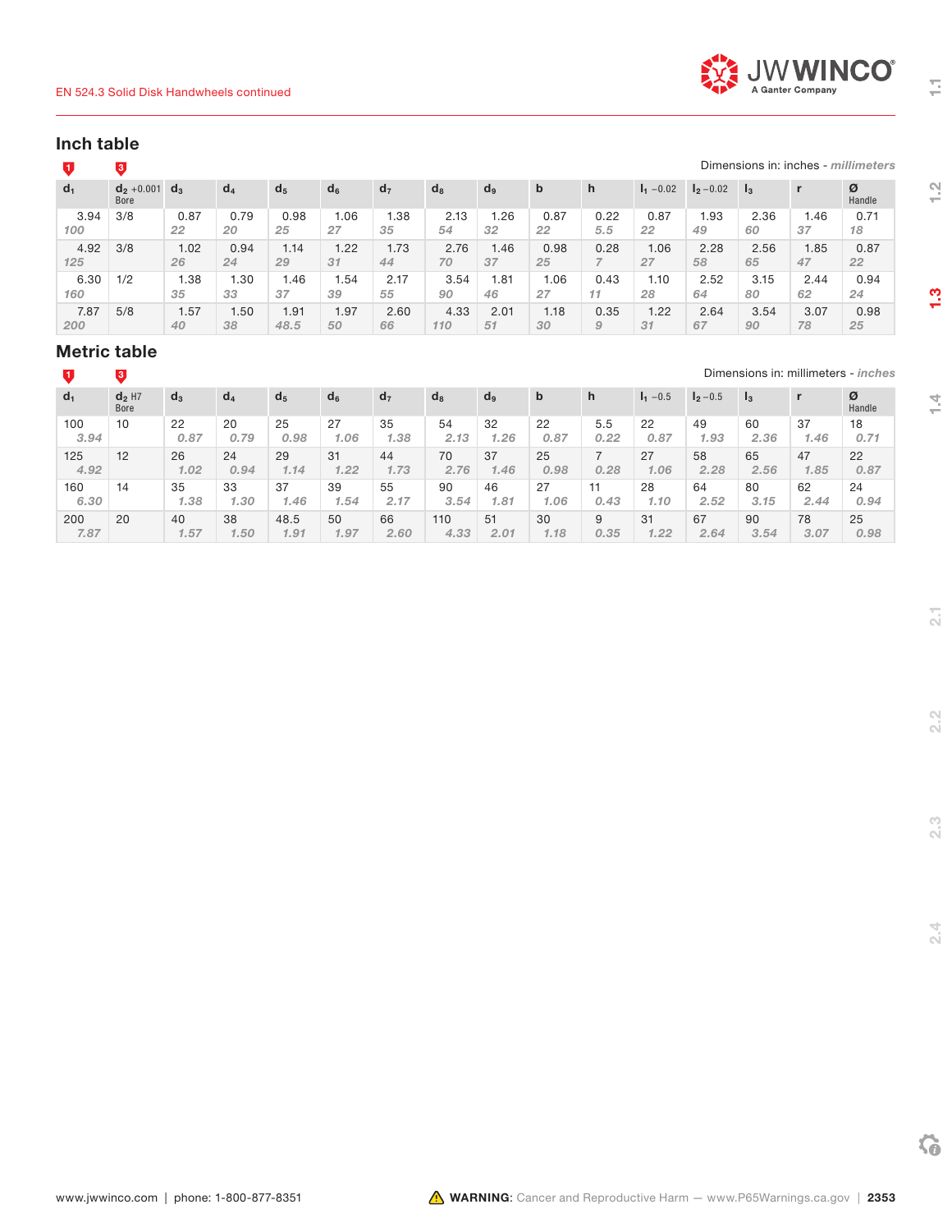EN 524.3 Solid Disk Handwheels continued

## Inch table

Dimensions in: inches - *millimeters*

| $d_1$ [1] | $d_2$ +0.001 Bore [3] | $d_3$ | $d_4$ | $d_5$ | $d_6$ | $d_7$ | $d_8$ | $d_9$ | b | h | $l_1$ −0.02 | $l_2$ −0.02 | $l_3$ | r | Ø Handle |
|---|---|---|---|---|---|---|---|---|---|---|---|---|---|---|---|
| 3.94 *100* | 3/8 | 0.87 *22* | 0.79 *20* | 0.98 *25* | 1.06 *27* | 1.38 *35* | 2.13 *54* | 1.26 *32* | 0.87 *22* | 0.22 *5.5* | 0.87 *22* | 1.93 *49* | 2.36 *60* | 1.46 *37* | 0.71 *18* |
| 4.92 *125* | 3/8 | 1.02 *26* | 0.94 *24* | 1.14 *29* | 1.22 *31* | 1.73 *44* | 2.76 *70* | 1.46 *37* | 0.98 *25* | 0.28 *7* | 1.06 *27* | 2.28 *58* | 2.56 *65* | 1.85 *47* | 0.87 *22* |
| 6.30 *160* | 1/2 | 1.38 *35* | 1.30 *33* | 1.46 *37* | 1.54 *39* | 2.17 *55* | 3.54 *90* | 1.81 *46* | 1.06 *27* | 0.43 *11* | 1.10 *28* | 2.52 *64* | 3.15 *80* | 2.44 *62* | 0.94 *24* |
| 7.87 *200* | 5/8 | 1.57 *40* | 1.50 *38* | 1.91 *48.5* | 1.97 *50* | 2.60 *66* | 4.33 *110* | 2.01 *51* | 1.18 *30* | 0.35 *9* | 1.22 *31* | 2.64 *67* | 3.54 *90* | 3.07 *78* | 0.98 *25* |

## Metric table

Dimensions in: millimeters - *inches*

| $d_1$ [1] | $d_2$ H7 Bore [3] | $d_3$ | $d_4$ | $d_5$ | $d_6$ | $d_7$ | $d_8$ | $d_9$ | b | h | $l_1$ −0.5 | $l_2$ −0.5 | $l_3$ | r | Ø Handle |
|---|---|---|---|---|---|---|---|---|---|---|---|---|---|---|---|
| 100 *3.94* | 10 | 22 *0.87* | 20 *0.79* | 25 *0.98* | 27 *1.06* | 35 *1.38* | 54 *2.13* | 32 *1.26* | 22 *0.87* | 5.5 *0.22* | 22 *0.87* | 49 *1.93* | 60 *2.36* | 37 *1.46* | 18 *0.71* |
| 125 *4.92* | 12 | 26 *1.02* | 24 *0.94* | 29 *1.14* | 31 *1.22* | 44 *1.73* | 70 *2.76* | 37 *1.46* | 25 *0.98* | 7 *0.28* | 27 *1.06* | 58 *2.28* | 65 *2.56* | 47 *1.85* | 22 *0.87* |
| 160 *6.30* | 14 | 35 *1.38* | 33 *1.30* | 37 *1.46* | 39 *1.54* | 55 *2.17* | 90 *3.54* | 46 *1.81* | 27 *1.06* | 11 *0.43* | 28 *1.10* | 64 *2.52* | 80 *3.15* | 62 *2.44* | 24 *0.94* |
| 200 *7.87* | 20 | 40 *1.57* | 38 *1.50* | 48.5 *1.91* | 50 *1.97* | 66 *2.60* | 110 *4.33* | 51 *2.01* | 30 *1.18* | 9 *0.35* | 31 *1.22* | 67 *2.64* | 90 *3.54* | 78 *3.07* | 25 *0.98* |

www.jwwinco.com | phone: 1-800-877-8351

**WARNING**: Cancer and Reproductive Harm — www.P65Warnings.ca.gov